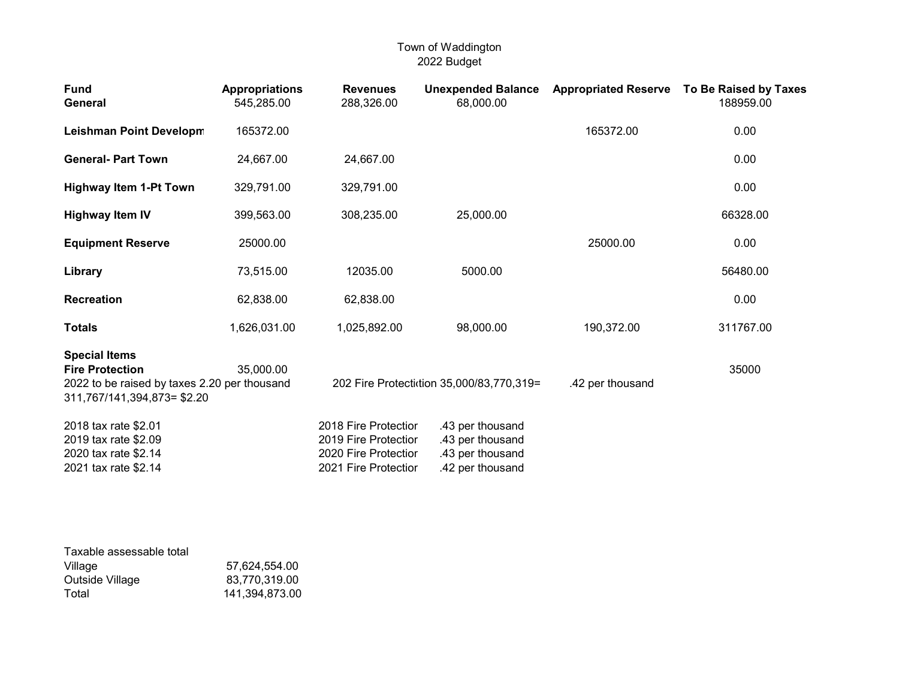Town of Waddington
2022 Budget

| Fund | Appropriations | Revenues | Unexpended Balance | Appropriated Reserve | To Be Raised by Taxes |
|---|---|---|---|---|---|
| General | 545,285.00 | 288,326.00 | 68,000.00 | | 188959.00 |
| Leishman Point Developm | 165372.00 | | | 165372.00 | 0.00 |
| General- Part Town | 24,667.00 | 24,667.00 | | | 0.00 |
| Highway Item 1-Pt Town | 329,791.00 | 329,791.00 | | | 0.00 |
| Highway Item IV | 399,563.00 | 308,235.00 | 25,000.00 | | 66328.00 |
| Equipment Reserve | 25000.00 | | | 25000.00 | 0.00 |
| Library | 73,515.00 | 12035.00 | 5000.00 | | 56480.00 |
| Recreation | 62,838.00 | 62,838.00 | | | 0.00 |
| Totals | 1,626,031.00 | 1,025,892.00 | 98,000.00 | 190,372.00 | 311767.00 |
| **Special Items** | | | | | |
| Fire Protection | 35,000.00 | | | | 35000 |

2022 to be raised by taxes 2.20 per thousand
311,767/141,394,873= $2.20

202 Fire Protectiction 35,000/83,770,319= .42 per thousand

| | | | |
|---|---|---|---|
| 2018 tax rate $2.01 | 2018 Fire Protectior | .43 per thousand |
| 2019 tax rate $2.09 | 2019 Fire Protectior | .43 per thousand |
| 2020 tax rate $2.14 | 2020 Fire Protectior | .43 per thousand |
| 2021 tax rate $2.14 | 2021 Fire Protectior | .42 per thousand |

| Taxable assessable total | |
|---|---|
| Village | 57,624,554.00 |
| Outside Village | 83,770,319.00 |
| Total | 141,394,873.00 |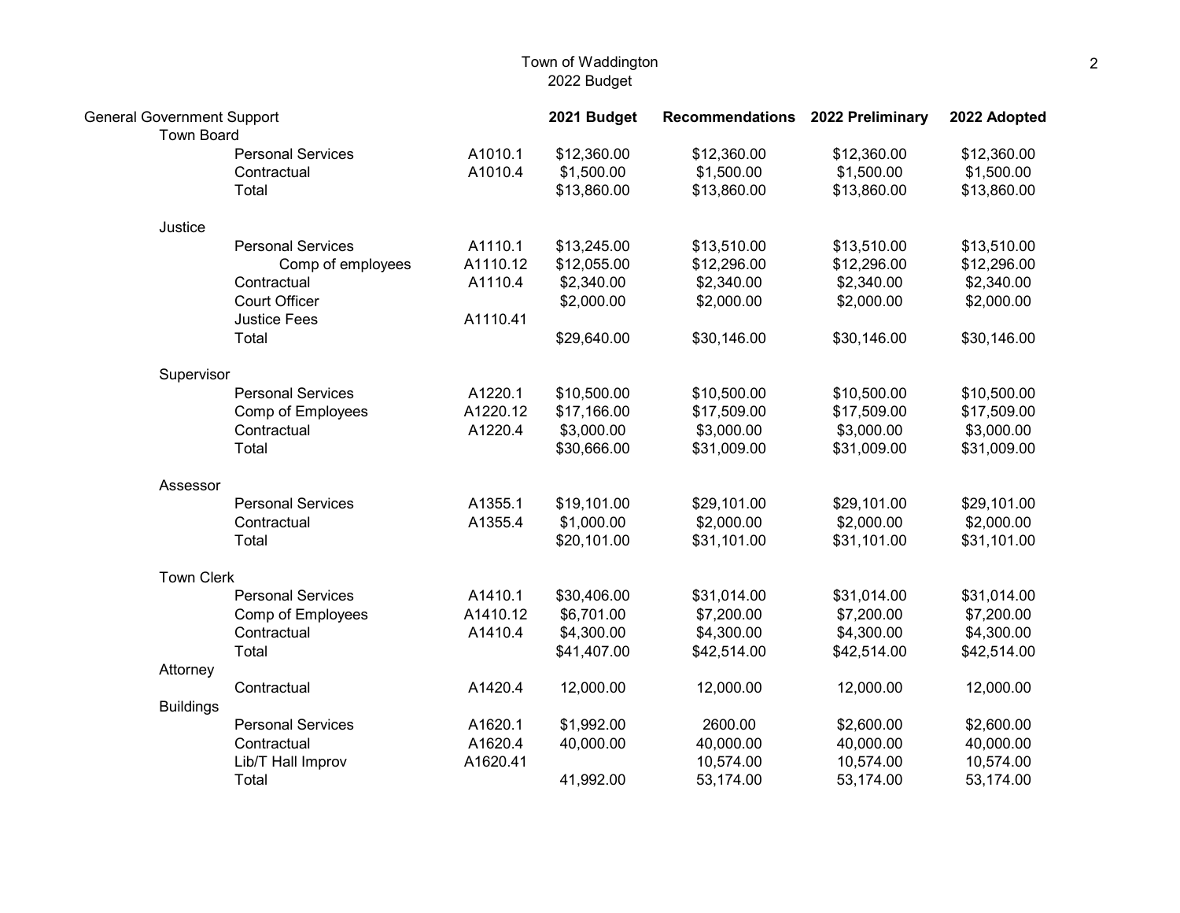# Town of Waddington
## 2022 Budget

| General Government Support | | 2021 Budget | Recommendations | 2022 Preliminary | 2022 Adopted |
|---|---|---|---|---|---|
| **Town Board** | | | | | |
| Personal Services | A1010.1 | $12,360.00 | $12,360.00 | $12,360.00 | $12,360.00 |
| Contractual | A1010.4 | $1,500.00 | $1,500.00 | $1,500.00 | $1,500.00 |
| Total | | $13,860.00 | $13,860.00 | $13,860.00 | $13,860.00 |
| **Justice** | | | | | |
| Personal Services | A1110.1 | $13,245.00 | $13,510.00 | $13,510.00 | $13,510.00 |
| Comp of employees | A1110.12 | $12,055.00 | $12,296.00 | $12,296.00 | $12,296.00 |
| Contractual | A1110.4 | $2,340.00 | $2,340.00 | $2,340.00 | $2,340.00 |
| Court Officer | | $2,000.00 | $2,000.00 | $2,000.00 | $2,000.00 |
| Justice Fees | A1110.41 | | | | |
| Total | | $29,640.00 | $30,146.00 | $30,146.00 | $30,146.00 |
| **Supervisor** | | | | | |
| Personal Services | A1220.1 | $10,500.00 | $10,500.00 | $10,500.00 | $10,500.00 |
| Comp of Employees | A1220.12 | $17,166.00 | $17,509.00 | $17,509.00 | $17,509.00 |
| Contractual | A1220.4 | $3,000.00 | $3,000.00 | $3,000.00 | $3,000.00 |
| Total | | $30,666.00 | $31,009.00 | $31,009.00 | $31,009.00 |
| **Assessor** | | | | | |
| Personal Services | A1355.1 | $19,101.00 | $29,101.00 | $29,101.00 | $29,101.00 |
| Contractual | A1355.4 | $1,000.00 | $2,000.00 | $2,000.00 | $2,000.00 |
| Total | | $20,101.00 | $31,101.00 | $31,101.00 | $31,101.00 |
| **Town Clerk** | | | | | |
| Personal Services | A1410.1 | $30,406.00 | $31,014.00 | $31,014.00 | $31,014.00 |
| Comp of Employees | A1410.12 | $6,701.00 | $7,200.00 | $7,200.00 | $7,200.00 |
| Contractual | A1410.4 | $4,300.00 | $4,300.00 | $4,300.00 | $4,300.00 |
| Total | | $41,407.00 | $42,514.00 | $42,514.00 | $42,514.00 |
| **Attorney** | | | | | |
| Contractual | A1420.4 | 12,000.00 | 12,000.00 | 12,000.00 | 12,000.00 |
| **Buildings** | | | | | |
| Personal Services | A1620.1 | $1,992.00 | 2600.00 | $2,600.00 | $2,600.00 |
| Contractual | A1620.4 | 40,000.00 | 40,000.00 | 40,000.00 | 40,000.00 |
| Lib/T Hall Improv | A1620.41 | | 10,574.00 | 10,574.00 | 10,574.00 |
| Total | | 41,992.00 | 53,174.00 | 53,174.00 | 53,174.00 |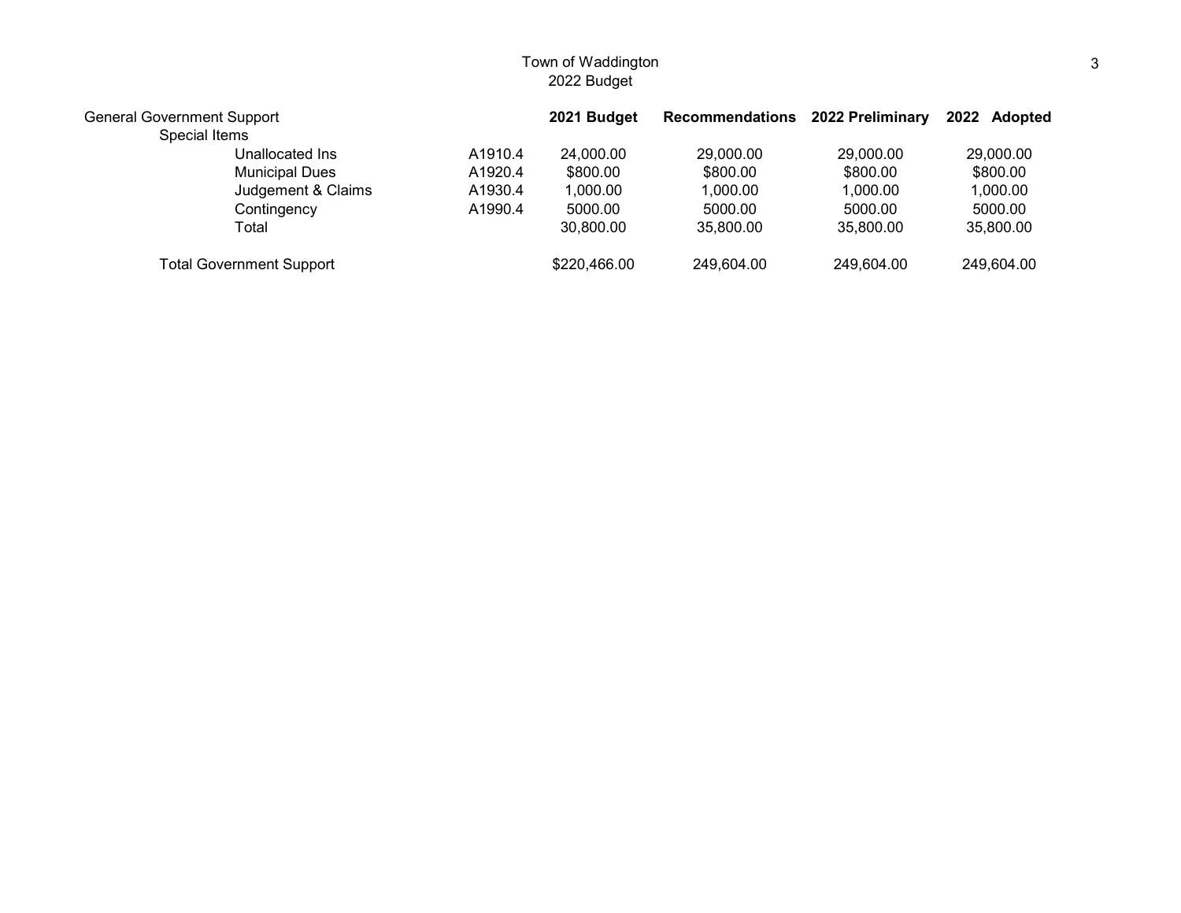Town of Waddington
2022 Budget

| General Government Support | | 2021 Budget | Recommendations | 2022 Preliminary | 2022 Adopted |
|---|---|---|---|---|---|
| Special Items | | | | | |
| Unallocated Ins | A1910.4 | 24,000.00 | 29,000.00 | 29,000.00 | 29,000.00 |
| Municipal Dues | A1920.4 | $800.00 | $800.00 | $800.00 | $800.00 |
| Judgement & Claims | A1930.4 | 1,000.00 | 1,000.00 | 1,000.00 | 1,000.00 |
| Contingency | A1990.4 | 5000.00 | 5000.00 | 5000.00 | 5000.00 |
| Total | | 30,800.00 | 35,800.00 | 35,800.00 | 35,800.00 |
| Total Government Support | | $220,466.00 | 249,604.00 | 249,604.00 | 249,604.00 |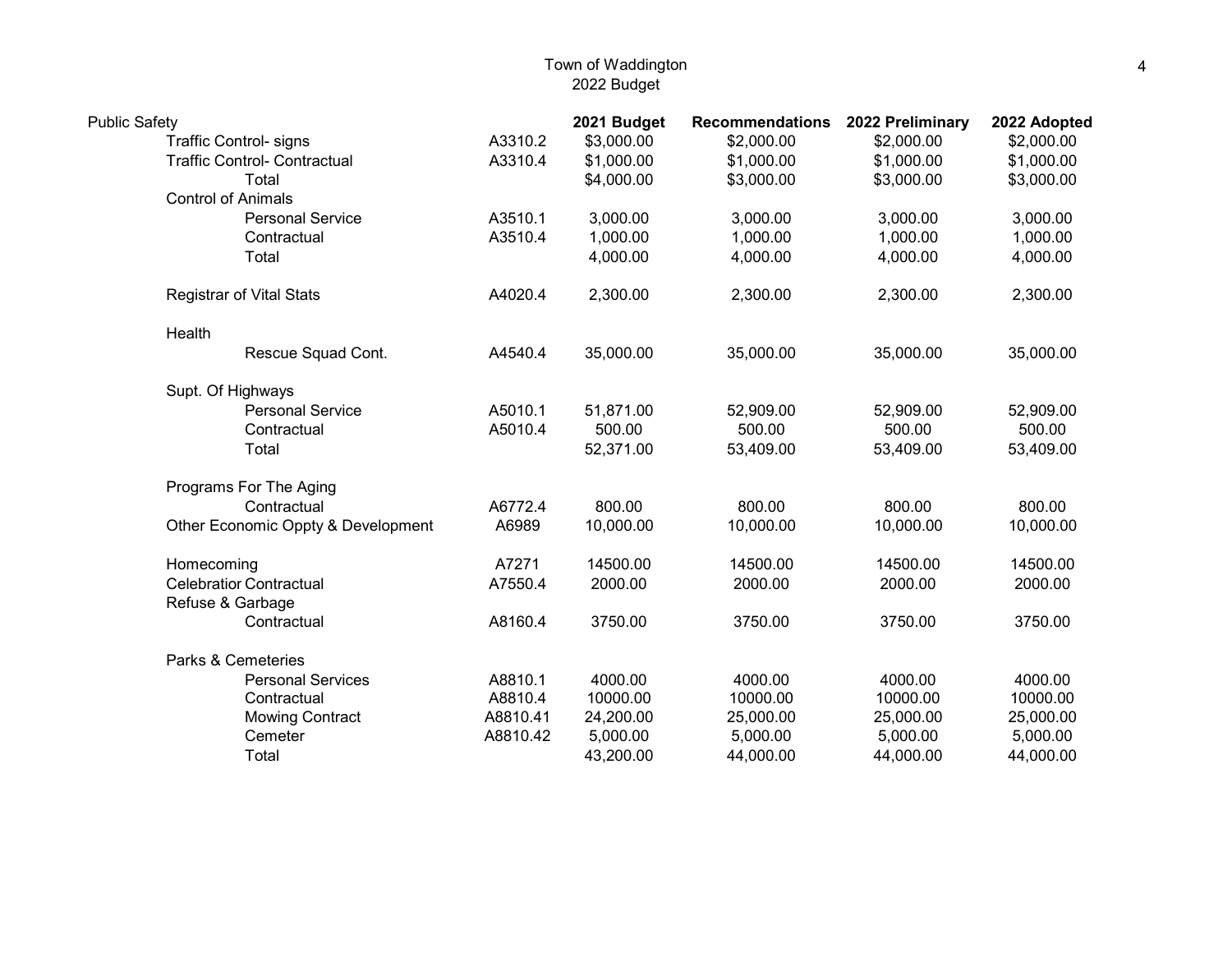# Town of Waddington
## 2022 Budget

| Public Safety | | 2021 Budget | Recommendations | 2022 Preliminary | 2022 Adopted |
|---|---|---|---|---|---|
| Traffic Control- signs | A3310.2 | $3,000.00 | $2,000.00 | $2,000.00 | $2,000.00 |
| Traffic Control- Contractual | A3310.4 | $1,000.00 | $1,000.00 | $1,000.00 | $1,000.00 |
| Total | | $4,000.00 | $3,000.00 | $3,000.00 | $3,000.00 |
| Control of Animals | | | | | |
| Personal Service | A3510.1 | 3,000.00 | 3,000.00 | 3,000.00 | 3,000.00 |
| Contractual | A3510.4 | 1,000.00 | 1,000.00 | 1,000.00 | 1,000.00 |
| Total | | 4,000.00 | 4,000.00 | 4,000.00 | 4,000.00 |
| Registrar of Vital Stats | A4020.4 | 2,300.00 | 2,300.00 | 2,300.00 | 2,300.00 |
| Health | | | | | |
| Rescue Squad Cont. | A4540.4 | 35,000.00 | 35,000.00 | 35,000.00 | 35,000.00 |
| Supt. Of Highways | | | | | |
| Personal Service | A5010.1 | 51,871.00 | 52,909.00 | 52,909.00 | 52,909.00 |
| Contractual | A5010.4 | 500.00 | 500.00 | 500.00 | 500.00 |
| Total | | 52,371.00 | 53,409.00 | 53,409.00 | 53,409.00 |
| Programs For The Aging | | | | | |
| Contractual | A6772.4 | 800.00 | 800.00 | 800.00 | 800.00 |
| Other Economic Oppty & Development | A6989 | 10,000.00 | 10,000.00 | 10,000.00 | 10,000.00 |
| Homecoming | A7271 | 14500.00 | 14500.00 | 14500.00 | 14500.00 |
| Celebratior Contractual | A7550.4 | 2000.00 | 2000.00 | 2000.00 | 2000.00 |
| Refuse & Garbage | | | | | |
| Contractual | A8160.4 | 3750.00 | 3750.00 | 3750.00 | 3750.00 |
| Parks & Cemeteries | | | | | |
| Personal Services | A8810.1 | 4000.00 | 4000.00 | 4000.00 | 4000.00 |
| Contractual | A8810.4 | 10000.00 | 10000.00 | 10000.00 | 10000.00 |
| Mowing Contract | A8810.41 | 24,200.00 | 25,000.00 | 25,000.00 | 25,000.00 |
| Cemeter | A8810.42 | 5,000.00 | 5,000.00 | 5,000.00 | 5,000.00 |
| Total | | 43,200.00 | 44,000.00 | 44,000.00 | 44,000.00 |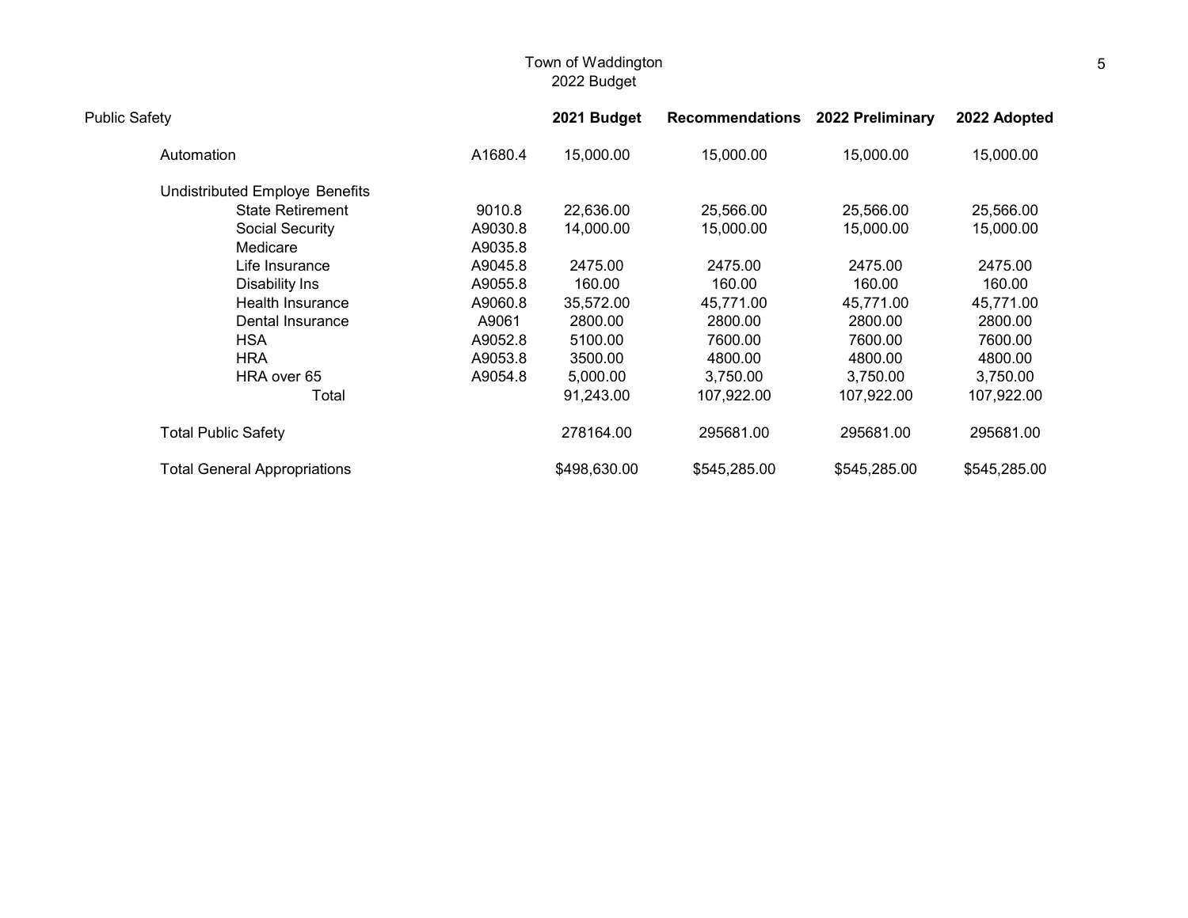Town of Waddington
2022 Budget

| Public Safety | | 2021 Budget | Recommendations | 2022 Preliminary | 2022 Adopted |
|---|---|---|---|---|---|
| Automation | A1680.4 | 15,000.00 | 15,000.00 | 15,000.00 | 15,000.00 |
| Undistributed Employe Benefits | | | | | |
| State Retirement | 9010.8 | 22,636.00 | 25,566.00 | 25,566.00 | 25,566.00 |
| Social Security | A9030.8 | 14,000.00 | 15,000.00 | 15,000.00 | 15,000.00 |
| Medicare | A9035.8 | | | | |
| Life Insurance | A9045.8 | 2475.00 | 2475.00 | 2475.00 | 2475.00 |
| Disability Ins | A9055.8 | 160.00 | 160.00 | 160.00 | 160.00 |
| Health Insurance | A9060.8 | 35,572.00 | 45,771.00 | 45,771.00 | 45,771.00 |
| Dental Insurance | A9061 | 2800.00 | 2800.00 | 2800.00 | 2800.00 |
| HSA | A9052.8 | 5100.00 | 7600.00 | 7600.00 | 7600.00 |
| HRA | A9053.8 | 3500.00 | 4800.00 | 4800.00 | 4800.00 |
| HRA over 65 | A9054.8 | 5,000.00 | 3,750.00 | 3,750.00 | 3,750.00 |
| Total | | 91,243.00 | 107,922.00 | 107,922.00 | 107,922.00 |
| Total Public Safety | | 278164.00 | 295681.00 | 295681.00 | 295681.00 |
| Total General Appropriations | | $498,630.00 | $545,285.00 | $545,285.00 | $545,285.00 |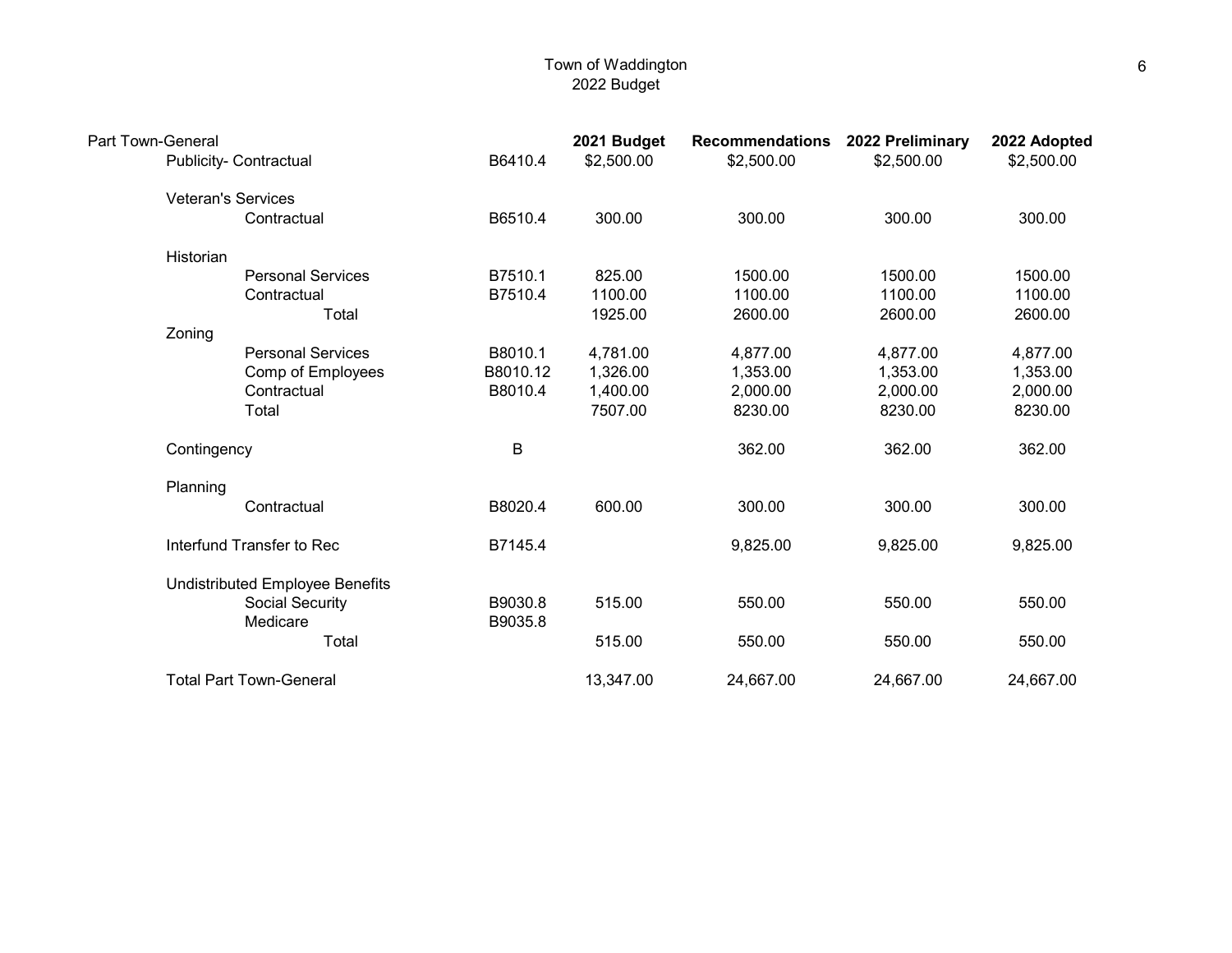Town of Waddington
2022 Budget

| Part Town-General | | 2021 Budget | Recommendations | 2022 Preliminary | 2022 Adopted |
|---|---|---|---|---|---|
| Publicity- Contractual | B6410.4 | $2,500.00 | $2,500.00 | $2,500.00 | $2,500.00 |
| Veteran's Services | | | | | |
| Contractual | B6510.4 | 300.00 | 300.00 | 300.00 | 300.00 |
| Historian | | | | | |
| Personal Services | B7510.1 | 825.00 | 1500.00 | 1500.00 | 1500.00 |
| Contractual | B7510.4 | 1100.00 | 1100.00 | 1100.00 | 1100.00 |
| Total | | 1925.00 | 2600.00 | 2600.00 | 2600.00 |
| Zoning | | | | | |
| Personal Services | B8010.1 | 4,781.00 | 4,877.00 | 4,877.00 | 4,877.00 |
| Comp of Employees | B8010.12 | 1,326.00 | 1,353.00 | 1,353.00 | 1,353.00 |
| Contractual | B8010.4 | 1,400.00 | 2,000.00 | 2,000.00 | 2,000.00 |
| Total | | 7507.00 | 8230.00 | 8230.00 | 8230.00 |
| Contingency | B | | 362.00 | 362.00 | 362.00 |
| Planning | | | | | |
| Contractual | B8020.4 | 600.00 | 300.00 | 300.00 | 300.00 |
| Interfund Transfer to Rec | B7145.4 | | 9,825.00 | 9,825.00 | 9,825.00 |
| Undistributed Employee Benefits | | | | | |
| Social Security | B9030.8 | 515.00 | 550.00 | 550.00 | 550.00 |
| Medicare | B9035.8 | | | | |
| Total | | 515.00 | 550.00 | 550.00 | 550.00 |
| Total Part Town-General | | 13,347.00 | 24,667.00 | 24,667.00 | 24,667.00 |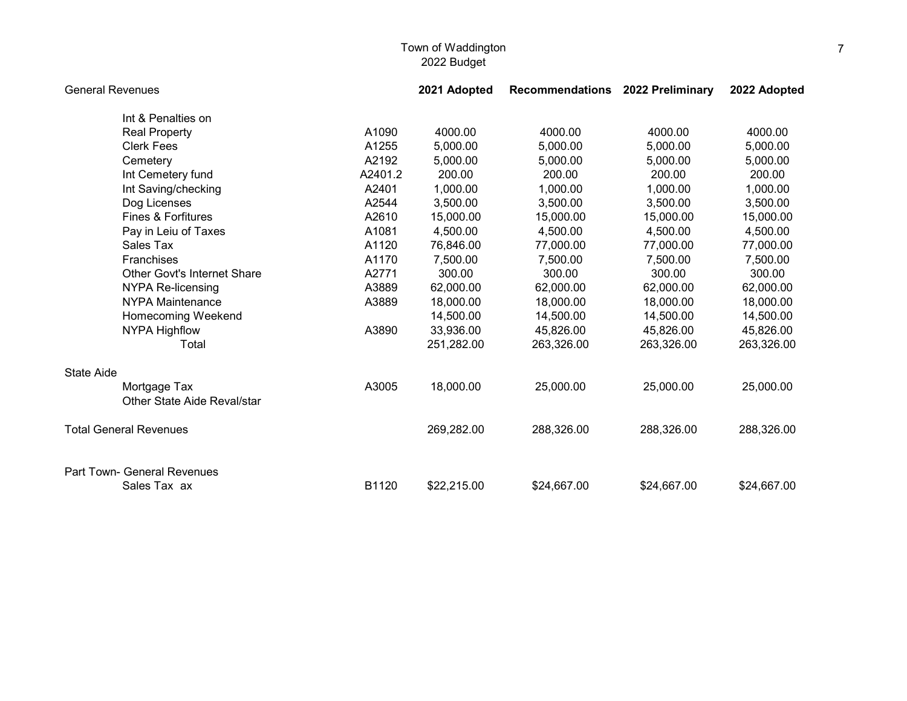Town of Waddington
2022 Budget

| General Revenues | | 2021 Adopted | Recommendations | 2022 Preliminary | 2022 Adopted |
|---|---|---|---|---|---|
| Int & Penalties on Real Property | A1090 | 4000.00 | 4000.00 | 4000.00 | 4000.00 |
| Clerk Fees | A1255 | 5,000.00 | 5,000.00 | 5,000.00 | 5,000.00 |
| Cemetery | A2192 | 5,000.00 | 5,000.00 | 5,000.00 | 5,000.00 |
| Int Cemetery fund | A2401.2 | 200.00 | 200.00 | 200.00 | 200.00 |
| Int Saving/checking | A2401 | 1,000.00 | 1,000.00 | 1,000.00 | 1,000.00 |
| Dog Licenses | A2544 | 3,500.00 | 3,500.00 | 3,500.00 | 3,500.00 |
| Fines & Forfitures | A2610 | 15,000.00 | 15,000.00 | 15,000.00 | 15,000.00 |
| Pay in Leiu of Taxes | A1081 | 4,500.00 | 4,500.00 | 4,500.00 | 4,500.00 |
| Sales Tax | A1120 | 76,846.00 | 77,000.00 | 77,000.00 | 77,000.00 |
| Franchises | A1170 | 7,500.00 | 7,500.00 | 7,500.00 | 7,500.00 |
| Other Govt's Internet Share | A2771 | 300.00 | 300.00 | 300.00 | 300.00 |
| NYPA Re-licensing | A3889 | 62,000.00 | 62,000.00 | 62,000.00 | 62,000.00 |
| NYPA Maintenance | A3889 | 18,000.00 | 18,000.00 | 18,000.00 | 18,000.00 |
| Homecoming Weekend | | 14,500.00 | 14,500.00 | 14,500.00 | 14,500.00 |
| NYPA Highflow | A3890 | 33,936.00 | 45,826.00 | 45,826.00 | 45,826.00 |
| Total | | 251,282.00 | 263,326.00 | 263,326.00 | 263,326.00 |
| State Aide | | | | | |
| Mortgage Tax | A3005 | 18,000.00 | 25,000.00 | 25,000.00 | 25,000.00 |
| Other State Aide Reval/star | | | | | |
| Total General Revenues | | 269,282.00 | 288,326.00 | 288,326.00 | 288,326.00 |
| Part Town- General Revenues | | | | | |
| Sales Tax ax | B1120 | $22,215.00 | $24,667.00 | $24,667.00 | $24,667.00 |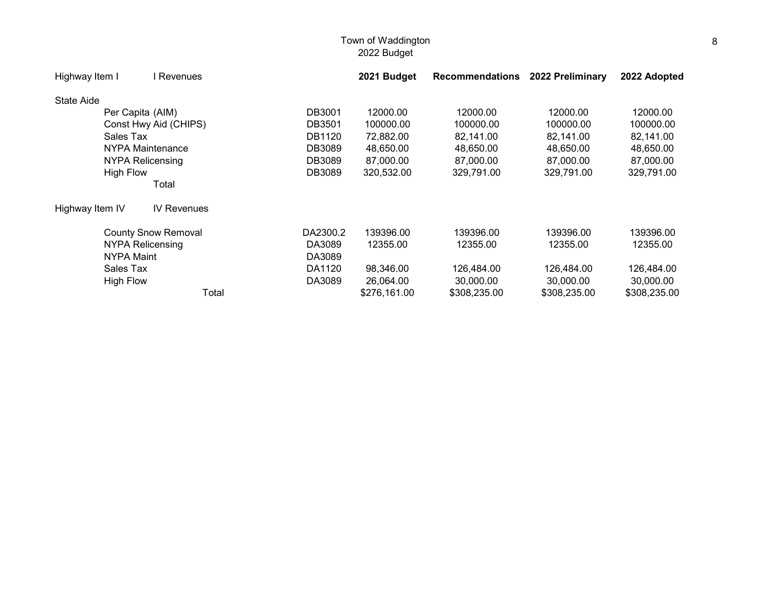# Town of Waddington
## 2022 Budget

| Highway Item I | I Revenues | | 2021 Budget | Recommendations | 2022 Preliminary | 2022 Adopted |
|---|---|---|---|---|---|---|
| State Aide | | | | | | |
| | Per Capita (AIM) | DB3001 | 12000.00 | 12000.00 | 12000.00 | 12000.00 |
| | Const Hwy Aid (CHIPS) | DB3501 | 100000.00 | 100000.00 | 100000.00 | 100000.00 |
| | Sales Tax | DB1120 | 72,882.00 | 82,141.00 | 82,141.00 | 82,141.00 |
| | NYPA Maintenance | DB3089 | 48,650.00 | 48,650.00 | 48,650.00 | 48,650.00 |
| | NYPA Relicensing | DB3089 | 87,000.00 | 87,000.00 | 87,000.00 | 87,000.00 |
| | High Flow | DB3089 | 320,532.00 | 329,791.00 | 329,791.00 | 329,791.00 |
| | Total | | | | | |

| Highway Item IV | IV Revenues | | | | | |
|---|---|---|---|---|---|---|
| | County Snow Removal | DA2300.2 | 139396.00 | 139396.00 | 139396.00 | 139396.00 |
| | NYPA Relicensing | DA3089 | 12355.00 | 12355.00 | 12355.00 | 12355.00 |
| | NYPA Maint | DA3089 | | | | |
| | Sales Tax | DA1120 | 98,346.00 | 126,484.00 | 126,484.00 | 126,484.00 |
| | High Flow | DA3089 | 26,064.00 | 30,000.00 | 30,000.00 | 30,000.00 |
| | Total | | $276,161.00 | $308,235.00 | $308,235.00 | $308,235.00 |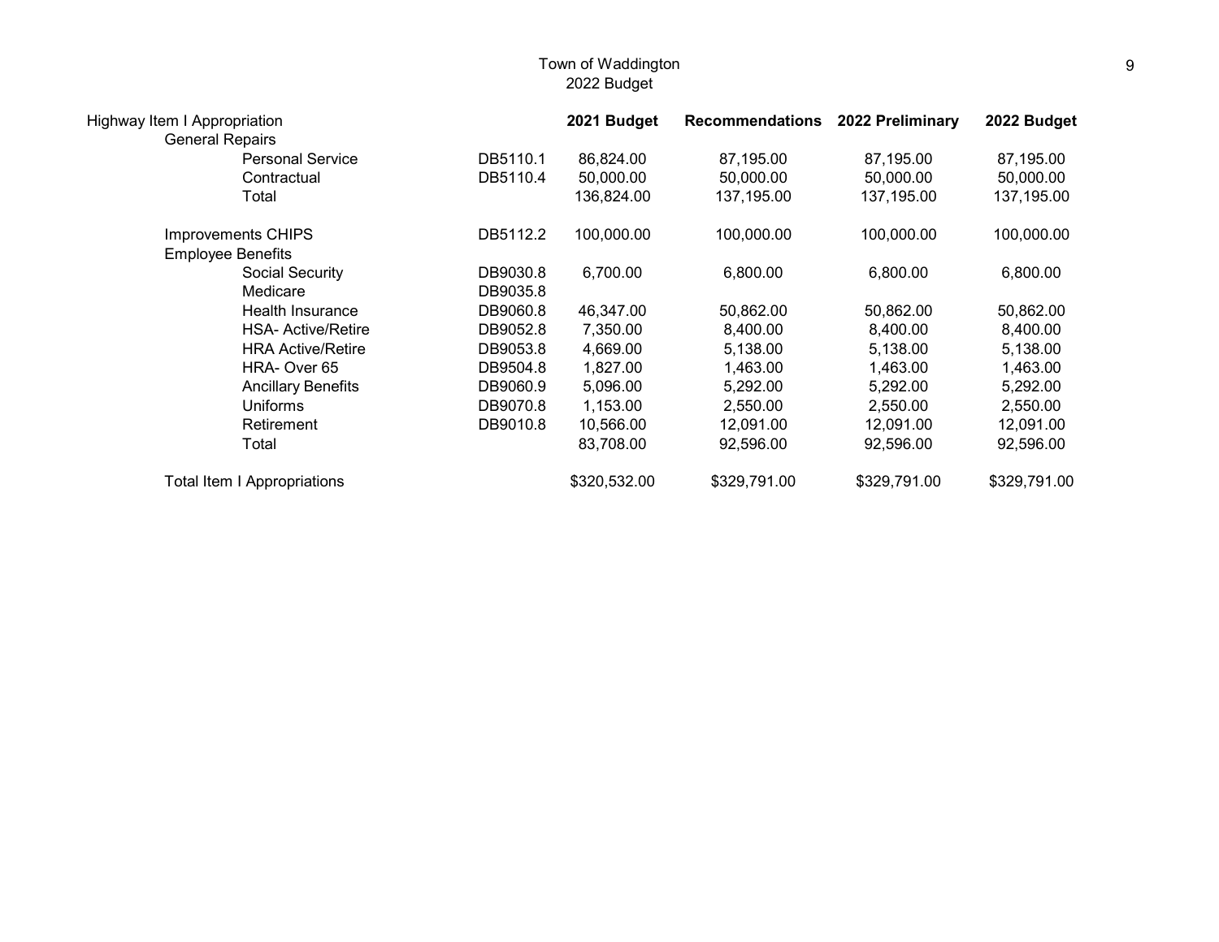Town of Waddington
2022 Budget

| Highway Item I Appropriation | | 2021 Budget | Recommendations | 2022 Preliminary | 2022 Budget |
|---|---|---|---|---|---|
| General Repairs | | | | | |
| Personal Service | DB5110.1 | 86,824.00 | 87,195.00 | 87,195.00 | 87,195.00 |
| Contractual | DB5110.4 | 50,000.00 | 50,000.00 | 50,000.00 | 50,000.00 |
| Total | | 136,824.00 | 137,195.00 | 137,195.00 | 137,195.00 |
| | | | | | |
| Improvements CHIPS | DB5112.2 | 100,000.00 | 100,000.00 | 100,000.00 | 100,000.00 |
| Employee Benefits | | | | | |
| Social Security | DB9030.8 | 6,700.00 | 6,800.00 | 6,800.00 | 6,800.00 |
| Medicare | DB9035.8 | | | | |
| Health Insurance | DB9060.8 | 46,347.00 | 50,862.00 | 50,862.00 | 50,862.00 |
| HSA- Active/Retire | DB9052.8 | 7,350.00 | 8,400.00 | 8,400.00 | 8,400.00 |
| HRA Active/Retire | DB9053.8 | 4,669.00 | 5,138.00 | 5,138.00 | 5,138.00 |
| HRA- Over 65 | DB9504.8 | 1,827.00 | 1,463.00 | 1,463.00 | 1,463.00 |
| Ancillary Benefits | DB9060.9 | 5,096.00 | 5,292.00 | 5,292.00 | 5,292.00 |
| Uniforms | DB9070.8 | 1,153.00 | 2,550.00 | 2,550.00 | 2,550.00 |
| Retirement | DB9010.8 | 10,566.00 | 12,091.00 | 12,091.00 | 12,091.00 |
| Total | | 83,708.00 | 92,596.00 | 92,596.00 | 92,596.00 |
| | | | | | |
| Total Item I Appropriations | | $320,532.00 | $329,791.00 | $329,791.00 | $329,791.00 |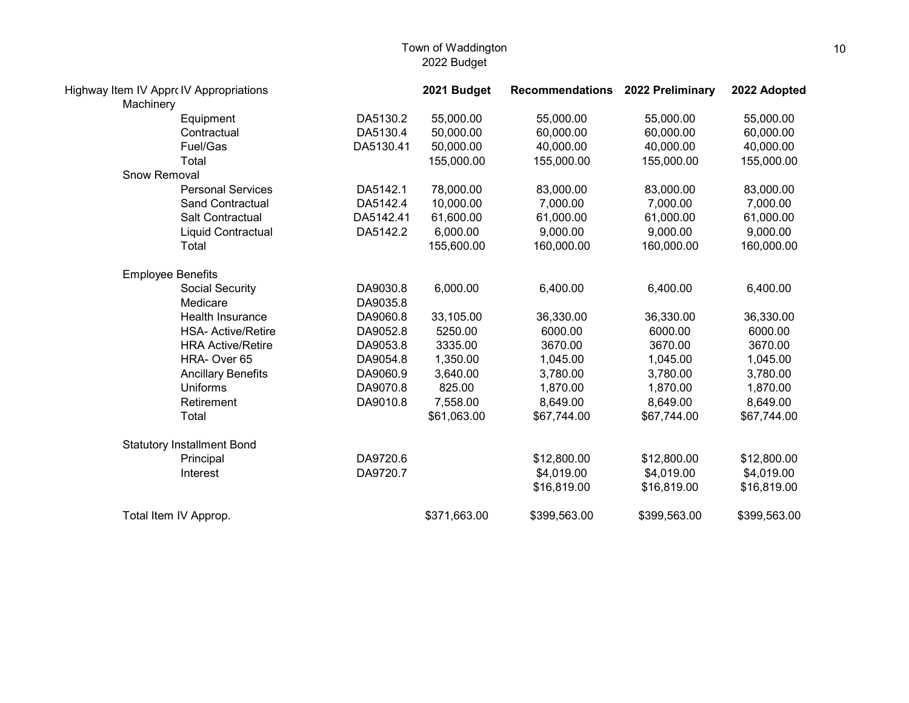Town of Waddington
2022 Budget

| Highway Item IV Appro IV Appropriations | | 2021 Budget | Recommendations | 2022 Preliminary | 2022 Adopted |
|---|---|---|---|---|---|
| Machinery | | | | | |
| Equipment | DA5130.2 | 55,000.00 | 55,000.00 | 55,000.00 | 55,000.00 |
| Contractual | DA5130.4 | 50,000.00 | 60,000.00 | 60,000.00 | 60,000.00 |
| Fuel/Gas | DA5130.41 | 50,000.00 | 40,000.00 | 40,000.00 | 40,000.00 |
| Total | | 155,000.00 | 155,000.00 | 155,000.00 | 155,000.00 |
| Snow Removal | | | | | |
| Personal Services | DA5142.1 | 78,000.00 | 83,000.00 | 83,000.00 | 83,000.00 |
| Sand Contractual | DA5142.4 | 10,000.00 | 7,000.00 | 7,000.00 | 7,000.00 |
| Salt Contractual | DA5142.41 | 61,600.00 | 61,000.00 | 61,000.00 | 61,000.00 |
| Liquid Contractual | DA5142.2 | 6,000.00 | 9,000.00 | 9,000.00 | 9,000.00 |
| Total | | 155,600.00 | 160,000.00 | 160,000.00 | 160,000.00 |
| | | | | | |
| Employee Benefits | | | | | |
| Social Security | DA9030.8 | 6,000.00 | 6,400.00 | 6,400.00 | 6,400.00 |
| Medicare | DA9035.8 | | | | |
| Health Insurance | DA9060.8 | 33,105.00 | 36,330.00 | 36,330.00 | 36,330.00 |
| HSA- Active/Retire | DA9052.8 | 5250.00 | 6000.00 | 6000.00 | 6000.00 |
| HRA Active/Retire | DA9053.8 | 3335.00 | 3670.00 | 3670.00 | 3670.00 |
| HRA- Over 65 | DA9054.8 | 1,350.00 | 1,045.00 | 1,045.00 | 1,045.00 |
| Ancillary Benefits | DA9060.9 | 3,640.00 | 3,780.00 | 3,780.00 | 3,780.00 |
| Uniforms | DA9070.8 | 825.00 | 1,870.00 | 1,870.00 | 1,870.00 |
| Retirement | DA9010.8 | 7,558.00 | 8,649.00 | 8,649.00 | 8,649.00 |
| Total | | $61,063.00 | $67,744.00 | $67,744.00 | $67,744.00 |
| | | | | | |
| Statutory Installment Bond | | | | | |
| Principal | DA9720.6 | | $12,800.00 | $12,800.00 | $12,800.00 |
| Interest | DA9720.7 | | $4,019.00 | $4,019.00 | $4,019.00 |
| | | | $16,819.00 | $16,819.00 | $16,819.00 |
| | | | | | |
| Total Item IV Approp. | | $371,663.00 | $399,563.00 | $399,563.00 | $399,563.00 |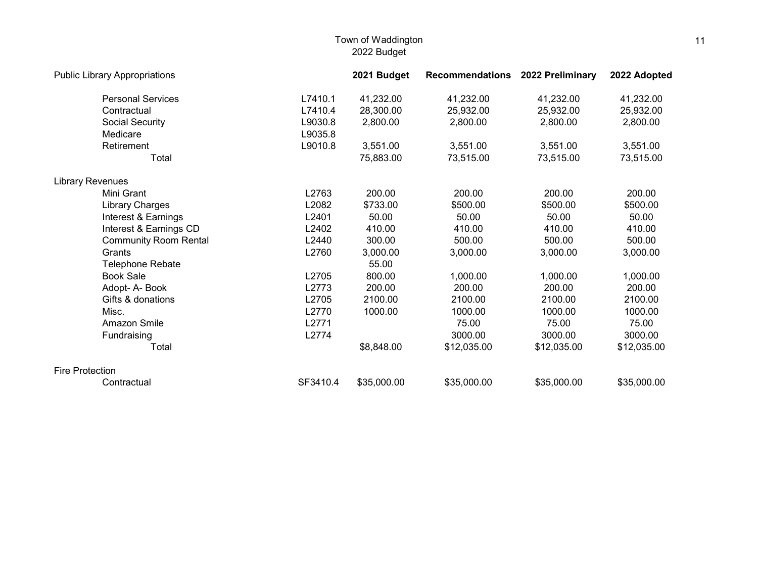Town of Waddington
2022 Budget

| Public Library Appropriations | | 2021 Budget | Recommendations | 2022 Preliminary | 2022 Adopted |
|---|---|---|---|---|---|
| Personal Services | L7410.1 | 41,232.00 | 41,232.00 | 41,232.00 | 41,232.00 |
| Contractual | L7410.4 | 28,300.00 | 25,932.00 | 25,932.00 | 25,932.00 |
| Social Security | L9030.8 | 2,800.00 | 2,800.00 | 2,800.00 | 2,800.00 |
| Medicare | L9035.8 | | | | |
| Retirement | L9010.8 | 3,551.00 | 3,551.00 | 3,551.00 | 3,551.00 |
| Total | | 75,883.00 | 73,515.00 | 73,515.00 | 73,515.00 |
| **Library Revenues** | | | | | |
| Mini Grant | L2763 | 200.00 | 200.00 | 200.00 | 200.00 |
| Library Charges | L2082 | $733.00 | $500.00 | $500.00 | $500.00 |
| Interest & Earnings | L2401 | 50.00 | 50.00 | 50.00 | 50.00 |
| Interest & Earnings CD | L2402 | 410.00 | 410.00 | 410.00 | 410.00 |
| Community Room Rental | L2440 | 300.00 | 500.00 | 500.00 | 500.00 |
| Grants | L2760 | 3,000.00 | 3,000.00 | 3,000.00 | 3,000.00 |
| Telephone Rebate | | 55.00 | | | |
| Book Sale | L2705 | 800.00 | 1,000.00 | 1,000.00 | 1,000.00 |
| Adopt- A- Book | L2773 | 200.00 | 200.00 | 200.00 | 200.00 |
| Gifts & donations | L2705 | 2100.00 | 2100.00 | 2100.00 | 2100.00 |
| Misc. | L2770 | 1000.00 | 1000.00 | 1000.00 | 1000.00 |
| Amazon Smile | L2771 | | 75.00 | 75.00 | 75.00 |
| Fundraising | L2774 | | 3000.00 | 3000.00 | 3000.00 |
| Total | | $8,848.00 | $12,035.00 | $12,035.00 | $12,035.00 |
| **Fire Protection** | | | | | |
| Contractual | SF3410.4 | $35,000.00 | $35,000.00 | $35,000.00 | $35,000.00 |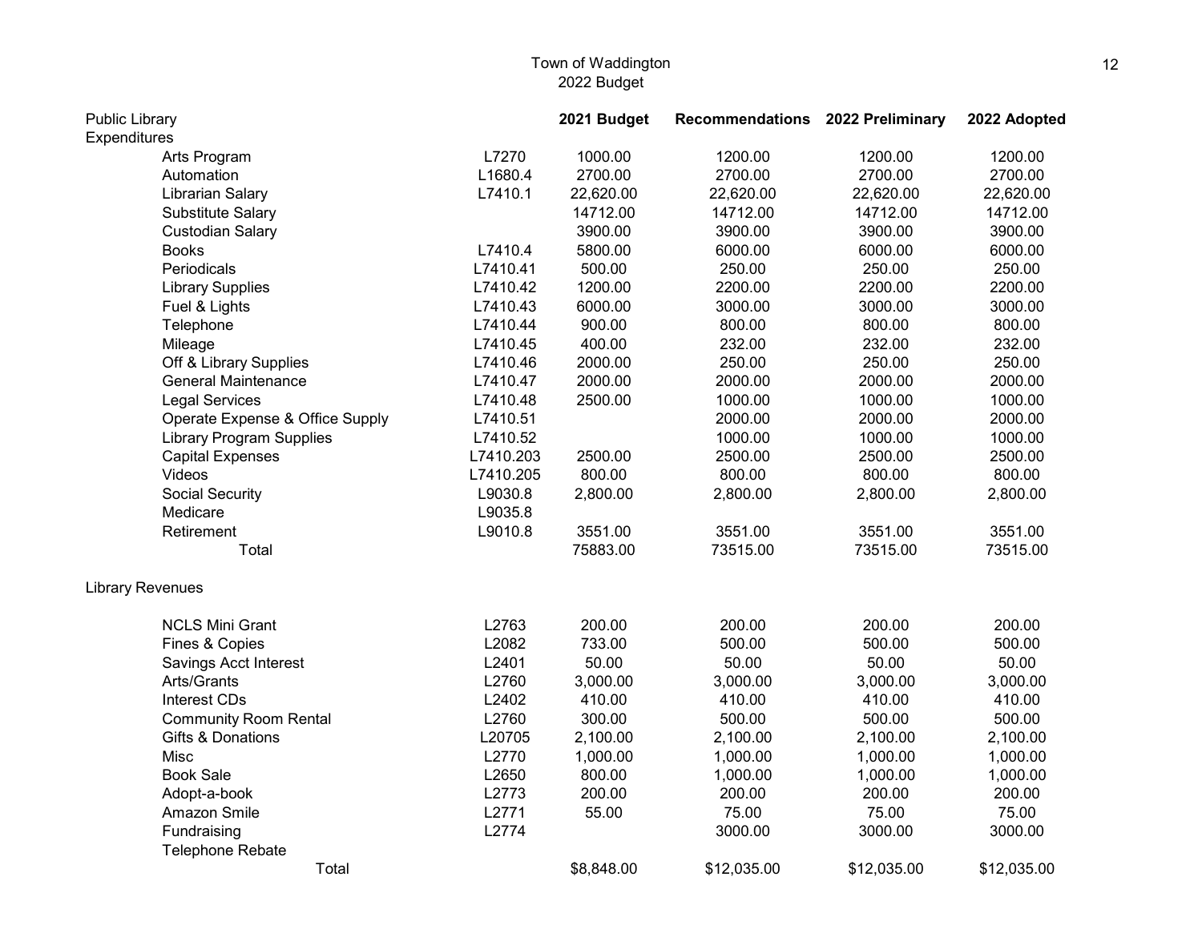Town of Waddington
2022 Budget

| Public Library | | 2021 Budget | Recommendations | 2022 Preliminary | 2022 Adopted |
|---|---|---|---|---|---|
| **Expenditures** | | | | | |
| Arts Program | L7270 | 1000.00 | 1200.00 | 1200.00 | 1200.00 |
| Automation | L1680.4 | 2700.00 | 2700.00 | 2700.00 | 2700.00 |
| Librarian Salary | L7410.1 | 22,620.00 | 22,620.00 | 22,620.00 | 22,620.00 |
| Substitute Salary | | 14712.00 | 14712.00 | 14712.00 | 14712.00 |
| Custodian Salary | | 3900.00 | 3900.00 | 3900.00 | 3900.00 |
| Books | L7410.4 | 5800.00 | 6000.00 | 6000.00 | 6000.00 |
| Periodicals | L7410.41 | 500.00 | 250.00 | 250.00 | 250.00 |
| Library Supplies | L7410.42 | 1200.00 | 2200.00 | 2200.00 | 2200.00 |
| Fuel & Lights | L7410.43 | 6000.00 | 3000.00 | 3000.00 | 3000.00 |
| Telephone | L7410.44 | 900.00 | 800.00 | 800.00 | 800.00 |
| Mileage | L7410.45 | 400.00 | 232.00 | 232.00 | 232.00 |
| Off & Library Supplies | L7410.46 | 2000.00 | 250.00 | 250.00 | 250.00 |
| General Maintenance | L7410.47 | 2000.00 | 2000.00 | 2000.00 | 2000.00 |
| Legal Services | L7410.48 | 2500.00 | 1000.00 | 1000.00 | 1000.00 |
| Operate Expense & Office Supply | L7410.51 | | 2000.00 | 2000.00 | 2000.00 |
| Library Program Supplies | L7410.52 | | 1000.00 | 1000.00 | 1000.00 |
| Capital Expenses | L7410.203 | 2500.00 | 2500.00 | 2500.00 | 2500.00 |
| Videos | L7410.205 | 800.00 | 800.00 | 800.00 | 800.00 |
| Social Security | L9030.8 | 2,800.00 | 2,800.00 | 2,800.00 | 2,800.00 |
| Medicare | L9035.8 | | | | |
| Retirement | L9010.8 | 3551.00 | 3551.00 | 3551.00 | 3551.00 |
| Total | | 75883.00 | 73515.00 | 73515.00 | 73515.00 |
| **Library Revenues** | | | | | |
| NCLS Mini Grant | L2763 | 200.00 | 200.00 | 200.00 | 200.00 |
| Fines & Copies | L2082 | 733.00 | 500.00 | 500.00 | 500.00 |
| Savings Acct Interest | L2401 | 50.00 | 50.00 | 50.00 | 50.00 |
| Arts/Grants | L2760 | 3,000.00 | 3,000.00 | 3,000.00 | 3,000.00 |
| Interest CDs | L2402 | 410.00 | 410.00 | 410.00 | 410.00 |
| Community Room Rental | L2760 | 300.00 | 500.00 | 500.00 | 500.00 |
| Gifts & Donations | L20705 | 2,100.00 | 2,100.00 | 2,100.00 | 2,100.00 |
| Misc | L2770 | 1,000.00 | 1,000.00 | 1,000.00 | 1,000.00 |
| Book Sale | L2650 | 800.00 | 1,000.00 | 1,000.00 | 1,000.00 |
| Adopt-a-book | L2773 | 200.00 | 200.00 | 200.00 | 200.00 |
| Amazon Smile | L2771 | 55.00 | 75.00 | 75.00 | 75.00 |
| Fundraising | L2774 | | 3000.00 | 3000.00 | 3000.00 |
| Telephone Rebate | | | | | |
| Total | | $8,848.00 | $12,035.00 | $12,035.00 | $12,035.00 |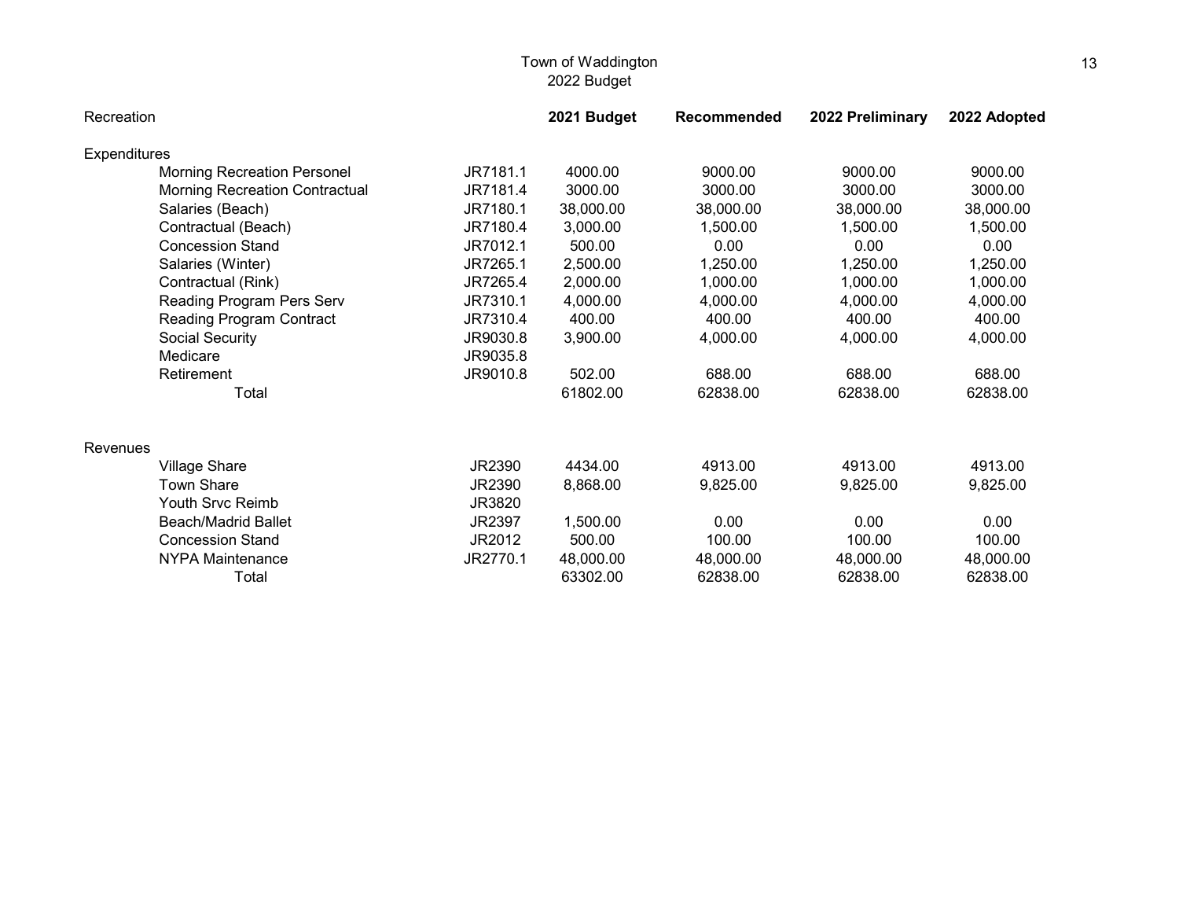Town of Waddington
2022 Budget

| Recreation | | 2021 Budget | Recommended | 2022 Preliminary | 2022 Adopted |
|---|---|---|---|---|---|
| **Expenditures** | | | | | |
| Morning Recreation Personel | JR7181.1 | 4000.00 | 9000.00 | 9000.00 | 9000.00 |
| Morning Recreation Contractual | JR7181.4 | 3000.00 | 3000.00 | 3000.00 | 3000.00 |
| Salaries (Beach) | JR7180.1 | 38,000.00 | 38,000.00 | 38,000.00 | 38,000.00 |
| Contractual (Beach) | JR7180.4 | 3,000.00 | 1,500.00 | 1,500.00 | 1,500.00 |
| Concession Stand | JR7012.1 | 500.00 | 0.00 | 0.00 | 0.00 |
| Salaries (Winter) | JR7265.1 | 2,500.00 | 1,250.00 | 1,250.00 | 1,250.00 |
| Contractual (Rink) | JR7265.4 | 2,000.00 | 1,000.00 | 1,000.00 | 1,000.00 |
| Reading Program Pers Serv | JR7310.1 | 4,000.00 | 4,000.00 | 4,000.00 | 4,000.00 |
| Reading Program Contract | JR7310.4 | 400.00 | 400.00 | 400.00 | 400.00 |
| Social Security | JR9030.8 | 3,900.00 | 4,000.00 | 4,000.00 | 4,000.00 |
| Medicare | JR9035.8 | | | | |
| Retirement | JR9010.8 | 502.00 | 688.00 | 688.00 | 688.00 |
| Total | | 61802.00 | 62838.00 | 62838.00 | 62838.00 |
| **Revenues** | | | | | |
| Village Share | JR2390 | 4434.00 | 4913.00 | 4913.00 | 4913.00 |
| Town Share | JR2390 | 8,868.00 | 9,825.00 | 9,825.00 | 9,825.00 |
| Youth Srvc Reimb | JR3820 | | | | |
| Beach/Madrid Ballet | JR2397 | 1,500.00 | 0.00 | 0.00 | 0.00 |
| Concession Stand | JR2012 | 500.00 | 100.00 | 100.00 | 100.00 |
| NYPA Maintenance | JR2770.1 | 48,000.00 | 48,000.00 | 48,000.00 | 48,000.00 |
| Total | | 63302.00 | 62838.00 | 62838.00 | 62838.00 |